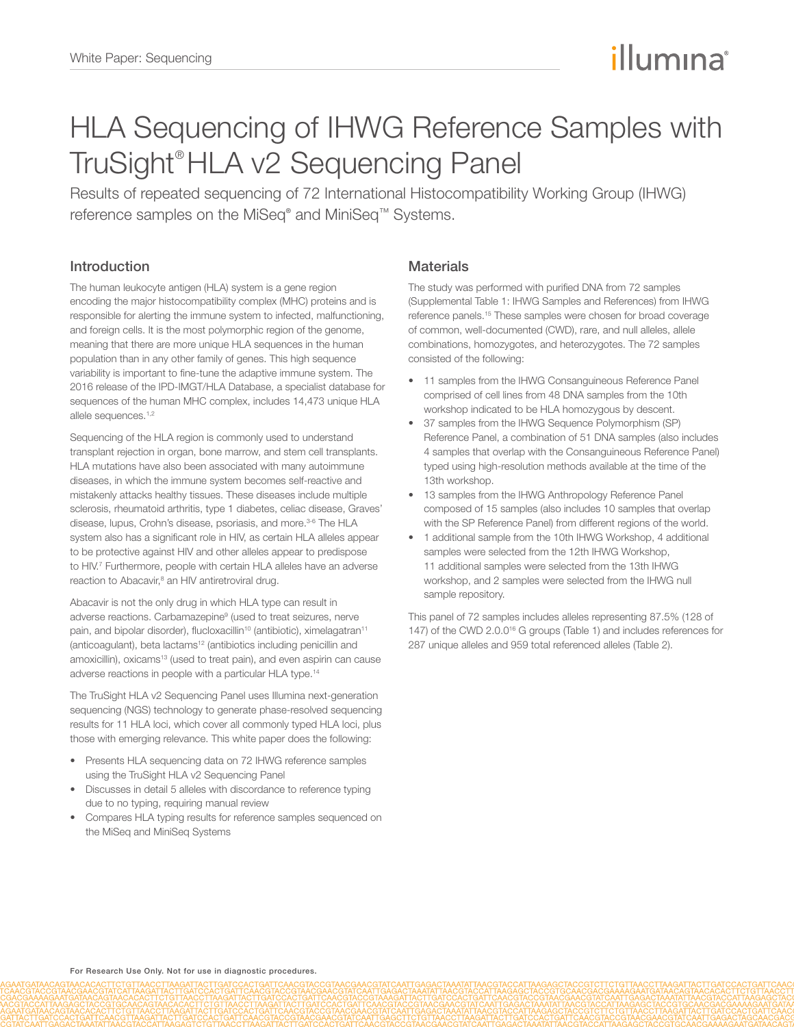# HLA Sequencing of IHWG Reference Samples with TruSight® HLA v2 Sequencing Panel

Results of repeated sequencing of 72 International Histocompatibility Working Group (IHWG) reference samples on the MiSeq® and MiniSeq™ Systems.

## Introduction

The human leukocyte antigen (HLA) system is a gene region encoding the major histocompatibility complex (MHC) proteins and is responsible for alerting the immune system to infected, malfunctioning, and foreign cells. It is the most polymorphic region of the genome, meaning that there are more unique HLA sequences in the human population than in any other family of genes. This high sequence variability is important to fine-tune the adaptive immune system. The 2016 release of the IPD-IMGT/HLA Database, a specialist database for sequences of the human MHC complex, includes 14,473 unique HLA allele sequences.[1,2]

Sequencing of the HLA region is commonly used to understand transplant rejection in organ, bone marrow, and stem cell transplants. HLA mutations have also been associated with many autoimmune diseases, in which the immune system becomes self-reactive and mistakenly attacks healthy tissues. These diseases include multiple sclerosis, rheumatoid arthritis, type 1 diabetes, celiac disease, Graves' disease, lupus, Crohn's disease, psoriasis, and more.[3-6] The HLA system also has a significant role in HIV, as certain HLA alleles appear to be protective against HIV and other alleles appear to predispose to HIV.[7] Furthermore, people with certain HLA alleles have an adverse reaction to Abacavir,[8] an HIV antiretroviral drug.

Abacavir is not the only drug in which HLA type can result in adverse reactions. Carbamazepine[9] (used to treat seizures, nerve pain, and bipolar disorder), flucloxacillin[10] (antibiotic), ximelagatran[11] (anticoagulant), beta lactams[12] (antibiotics including penicillin and amoxicillin), oxicams[13] (used to treat pain), and even aspirin can cause adverse reactions in people with a particular HLA type.[14]

The TruSight HLA v2 Sequencing Panel uses Illumina next-generation sequencing (NGS) technology to generate phase-resolved sequencing results for 11 HLA loci, which cover all commonly typed HLA loci, plus those with emerging relevance. This white paper does the following:

- Presents HLA sequencing data on 72 IHWG reference samples using the TruSight HLA v2 Sequencing Panel
- Discusses in detail 5 alleles with discordance to reference typing due to no typing, requiring manual review
- Compares HLA typing results for reference samples sequenced on the MiSeq and MiniSeq Systems

## Materials

The study was performed with purified DNA from 72 samples (Supplemental Table 1: IHWG Samples and References) from IHWG reference panels.[15] These samples were chosen for broad coverage of common, well-documented (CWD), rare, and null alleles, allele combinations, homozygotes, and heterozygotes. The 72 samples consisted of the following:

- 11 samples from the IHWG Consanguineous Reference Panel comprised of cell lines from 48 DNA samples from the 10th workshop indicated to be HLA homozygous by descent.
- 37 samples from the IHWG Sequence Polymorphism (SP) Reference Panel, a combination of 51 DNA samples (also includes 4 samples that overlap with the Consanguineous Reference Panel) typed using high-resolution methods available at the time of the 13th workshop.
- 13 samples from the IHWG Anthropology Reference Panel composed of 15 samples (also includes 10 samples that overlap with the SP Reference Panel) from different regions of the world.
- 1 additional sample from the 10th IHWG Workshop, 4 additional samples were selected from the 12th IHWG Workshop, 11 additional samples were selected from the 13th IHWG workshop, and 2 samples were selected from the IHWG null sample repository.

This panel of 72 samples includes alleles representing 87.5% (128 of 147) of the CWD 2.0.0[16] G groups (Table 1) and includes references for 287 unique alleles and 959 total referenced alleles (Table 2).

For Research Use Only. Not for use in diagnostic procedures.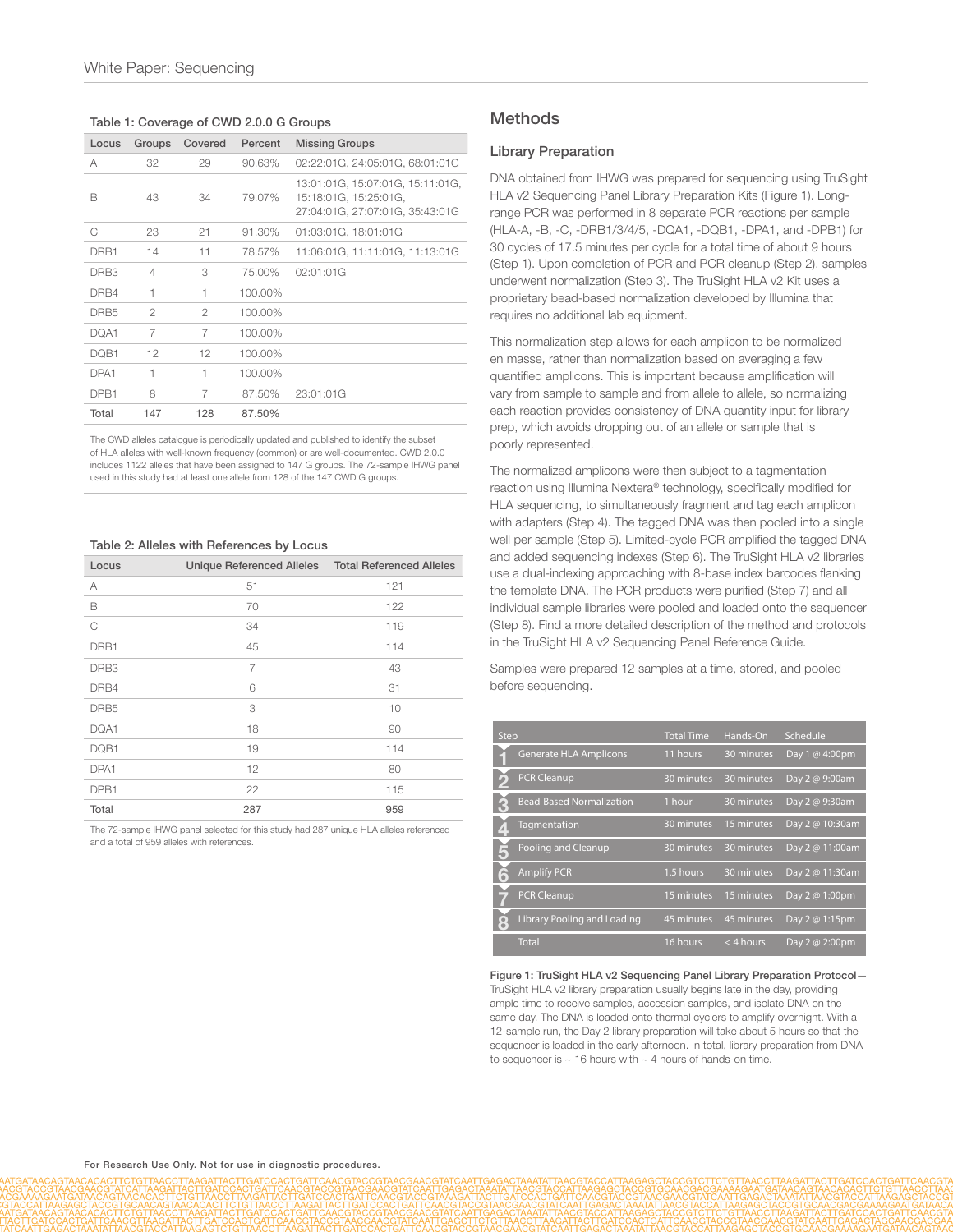**Table 1: Coverage of CWD 2.0.0 G Groups**

| Locus | Groups | Covered | Percent | Missing Groups |
|---|---|---|---|---|
| A | 32 | 29 | 90.63% | 02:22:01G, 24:05:01G, 68:01:01G |
| B | 43 | 34 | 79.07% | 13:01:01G, 15:07:01G, 15:11:01G, 15:18:01G, 15:25:01G, 27:04:01G, 27:07:01G, 35:43:01G |
| C | 23 | 21 | 91.30% | 01:03:01G, 18:01:01G |
| DRB1 | 14 | 11 | 78.57% | 11:06:01G, 11:11:01G, 11:13:01G |
| DRB3 | 4 | 3 | 75.00% | 02:01:01G |
| DRB4 | 1 | 1 | 100.00% | |
| DRB5 | 2 | 2 | 100.00% | |
| DQA1 | 7 | 7 | 100.00% | |
| DQB1 | 12 | 12 | 100.00% | |
| DPA1 | 1 | 1 | 100.00% | |
| DPB1 | 8 | 7 | 87.50% | 23:01:01G |
| Total | 147 | 128 | 87.50% | |

The CWD alleles catalogue is periodically updated and published to identify the subset of HLA alleles with well-known frequency (common) or are well-documented. CWD 2.0.0 includes 1122 alleles that have been assigned to 147 G groups. The 72-sample IHWG panel used in this study had at least one allele from 128 of the 147 CWD G groups.

**Table 2: Alleles with References by Locus**

| Locus | Unique Referenced Alleles | Total Referenced Alleles |
|---|---|---|
| A | 51 | 121 |
| B | 70 | 122 |
| C | 34 | 119 |
| DRB1 | 45 | 114 |
| DRB3 | 7 | 43 |
| DRB4 | 6 | 31 |
| DRB5 | 3 | 10 |
| DQA1 | 18 | 90 |
| DQB1 | 19 | 114 |
| DPA1 | 12 | 80 |
| DPB1 | 22 | 115 |
| Total | 287 | 959 |

The 72-sample IHWG panel selected for this study had 287 unique HLA alleles referenced and a total of 959 alleles with references.

## Methods

### Library Preparation

DNA obtained from IHWG was prepared for sequencing using TruSight HLA v2 Sequencing Panel Library Preparation Kits (Figure 1). Long-range PCR was performed in 8 separate PCR reactions per sample (HLA-A, -B, -C, -DRB1/3/4/5, -DQA1, -DQB1, -DPA1, and -DPB1) for 30 cycles of 17.5 minutes per cycle for a total time of about 9 hours (Step 1). Upon completion of PCR and PCR cleanup (Step 2), samples underwent normalization (Step 3). The TruSight HLA v2 Kit uses a proprietary bead-based normalization developed by Illumina that requires no additional lab equipment.

This normalization step allows for each amplicon to be normalized en masse, rather than normalization based on averaging a few quantified amplicons. This is important because amplification will vary from sample to sample and from allele to allele, so normalizing each reaction provides consistency of DNA quantity input for library prep, which avoids dropping out of an allele or sample that is poorly represented.

The normalized amplicons were then subject to a tagmentation reaction using Illumina Nextera® technology, specifically modified for HLA sequencing, to simultaneously fragment and tag each amplicon with adapters (Step 4). The tagged DNA was then pooled into a single well per sample (Step 5). Limited-cycle PCR amplified the tagged DNA and added sequencing indexes (Step 6). The TruSight HLA v2 libraries use a dual-indexing approaching with 8-base index barcodes flanking the template DNA. The PCR products were purified (Step 7) and all individual sample libraries were pooled and loaded onto the sequencer (Step 8). Find a more detailed description of the method and protocols in the TruSight HLA v2 Sequencing Panel Reference Guide.

Samples were prepared 12 samples at a time, stored, and pooled before sequencing.

| Step | | Total Time | Hands-On | Schedule |
|---|---|---|---|---|
| 1 | Generate HLA Amplicons | 11 hours | 30 minutes | Day 1 @ 4:00pm |
| 2 | PCR Cleanup | 30 minutes | 30 minutes | Day 2 @ 9:00am |
| 3 | Bead-Based Normalization | 1 hour | 30 minutes | Day 2 @ 9:30am |
| 4 | Tagmentation | 30 minutes | 15 minutes | Day 2 @ 10:30am |
| 5 | Pooling and Cleanup | 30 minutes | 30 minutes | Day 2 @ 11:00am |
| 6 | Amplify PCR | 1.5 hours | 30 minutes | Day 2 @ 11:30am |
| 7 | PCR Cleanup | 15 minutes | 15 minutes | Day 2 @ 1:00pm |
| 8 | Library Pooling and Loading | 45 minutes | 45 minutes | Day 2 @ 1:15pm |
| | Total | 16 hours | < 4 hours | Day 2 @ 2:00pm |

**Figure 1: TruSight HLA v2 Sequencing Panel Library Preparation Protocol**—TruSight HLA v2 library preparation usually begins late in the day, providing ample time to receive samples, accession samples, and isolate DNA on the same day. The DNA is loaded onto thermal cyclers to amplify overnight. With a 12-sample run, the Day 2 library preparation will take about 5 hours so that the sequencer is loaded in the early afternoon. In total, library preparation from DNA to sequencer is ~ 16 hours with ~ 4 hours of hands-on time.

For Research Use Only. Not for use in diagnostic procedures.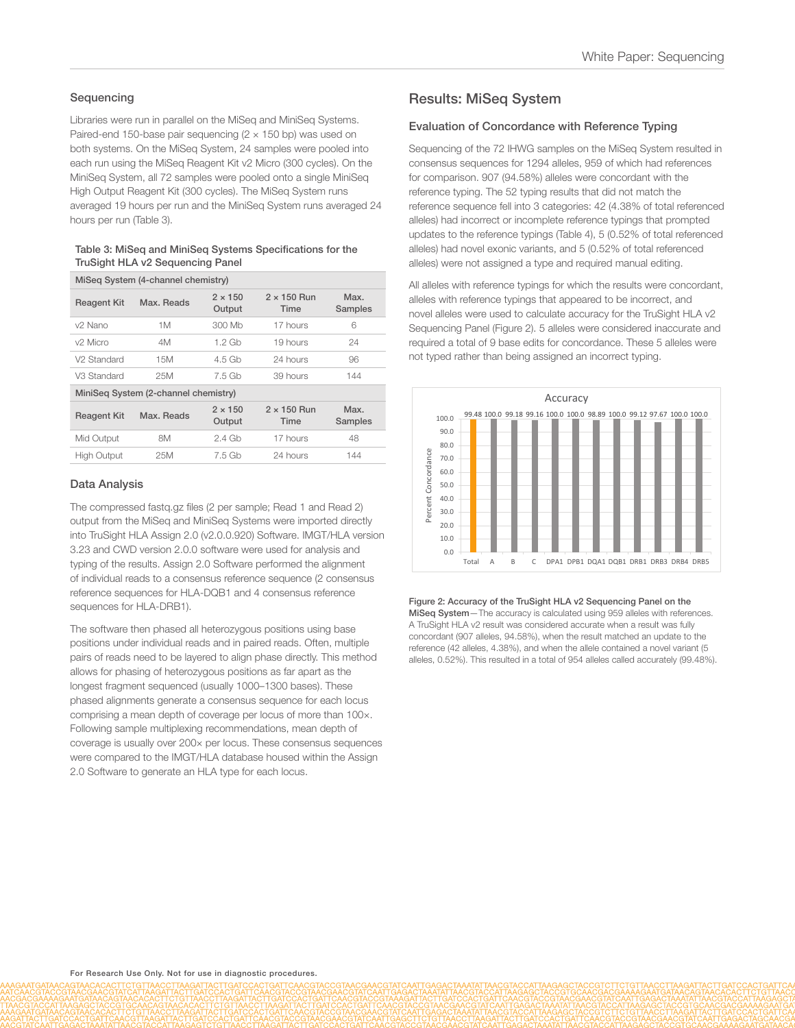### Sequencing

Libraries were run in parallel on the MiSeq and MiniSeq Systems. Paired-end 150-base pair sequencing (2 × 150 bp) was used on both systems. On the MiSeq System, 24 samples were pooled into each run using the MiSeq Reagent Kit v2 Micro (300 cycles). On the MiniSeq System, all 72 samples were pooled onto a single MiniSeq High Output Reagent Kit (300 cycles). The MiSeq System runs averaged 19 hours per run and the MiniSeq System runs averaged 24 hours per run (Table 3).

**Table 3: MiSeq and MiniSeq Systems Specifications for the TruSight HLA v2 Sequencing Panel**

| MiSeq System (4-channel chemistry) | | | | |
|---|---|---|---|---|
| **Reagent Kit** | **Max. Reads** | **2 × 150 Output** | **2 × 150 Run Time** | **Max. Samples** |
| v2 Nano | 1M | 300 Mb | 17 hours | 6 |
| v2 Micro | 4M | 1.2 Gb | 19 hours | 24 |
| V2 Standard | 15M | 4.5 Gb | 24 hours | 96 |
| V3 Standard | 25M | 7.5 Gb | 39 hours | 144 |
| **MiniSeq System (2-channel chemistry)** | | | | |
| **Reagent Kit** | **Max. Reads** | **2 × 150 Output** | **2 × 150 Run Time** | **Max. Samples** |
| Mid Output | 8M | 2.4 Gb | 17 hours | 48 |
| High Output | 25M | 7.5 Gb | 24 hours | 144 |

### Data Analysis

The compressed fastq.gz files (2 per sample; Read 1 and Read 2) output from the MiSeq and MiniSeq Systems were imported directly into TruSight HLA Assign 2.0 (v2.0.0.920) Software. IMGT/HLA version 3.23 and CWD version 2.0.0 software were used for analysis and typing of the results. Assign 2.0 Software performed the alignment of individual reads to a consensus reference sequence (2 consensus reference sequences for HLA-DQB1 and 4 consensus reference sequences for HLA-DRB1).

The software then phased all heterozygous positions using base positions under individual reads and in paired reads. Often, multiple pairs of reads need to be layered to align phase directly. This method allows for phasing of heterozygous positions as far apart as the longest fragment sequenced (usually 1000–1300 bases). These phased alignments generate a consensus sequence for each locus comprising a mean depth of coverage per locus of more than 100×. Following sample multiplexing recommendations, mean depth of coverage is usually over 200× per locus. These consensus sequences were compared to the IMGT/HLA database housed within the Assign 2.0 Software to generate an HLA type for each locus.

## Results: MiSeq System

### Evaluation of Concordance with Reference Typing

Sequencing of the 72 IHWG samples on the MiSeq System resulted in consensus sequences for 1294 alleles, 959 of which had references for comparison. 907 (94.58%) alleles were concordant with the reference typing. The 52 typing results that did not match the reference sequence fell into 3 categories: 42 (4.38% of total referenced alleles) had incorrect or incomplete reference typings that prompted updates to the reference typings (Table 4), 5 (0.52% of total referenced alleles) had novel exonic variants, and 5 (0.52% of total referenced alleles) were not assigned a type and required manual editing.

All alleles with reference typings for which the results were concordant, alleles with reference typings that appeared to be incorrect, and novel alleles were used to calculate accuracy for the TruSight HLA v2 Sequencing Panel (Figure 2). 5 alleles were considered inaccurate and required a total of 9 base edits for concordance. These 5 alleles were not typed rather than being assigned an incorrect typing.

**Figure 2: Accuracy of the TruSight HLA v2 Sequencing Panel on the MiSeq System**—The accuracy is calculated using 959 alleles with references. A TruSight HLA v2 result was considered accurate when a result was fully concordant (907 alleles, 94.58%), when the result matched an update to the reference (42 alleles, 4.38%), and when the allele contained a novel variant (5 alleles, 0.52%). This resulted in a total of 954 alleles called accurately (99.48%).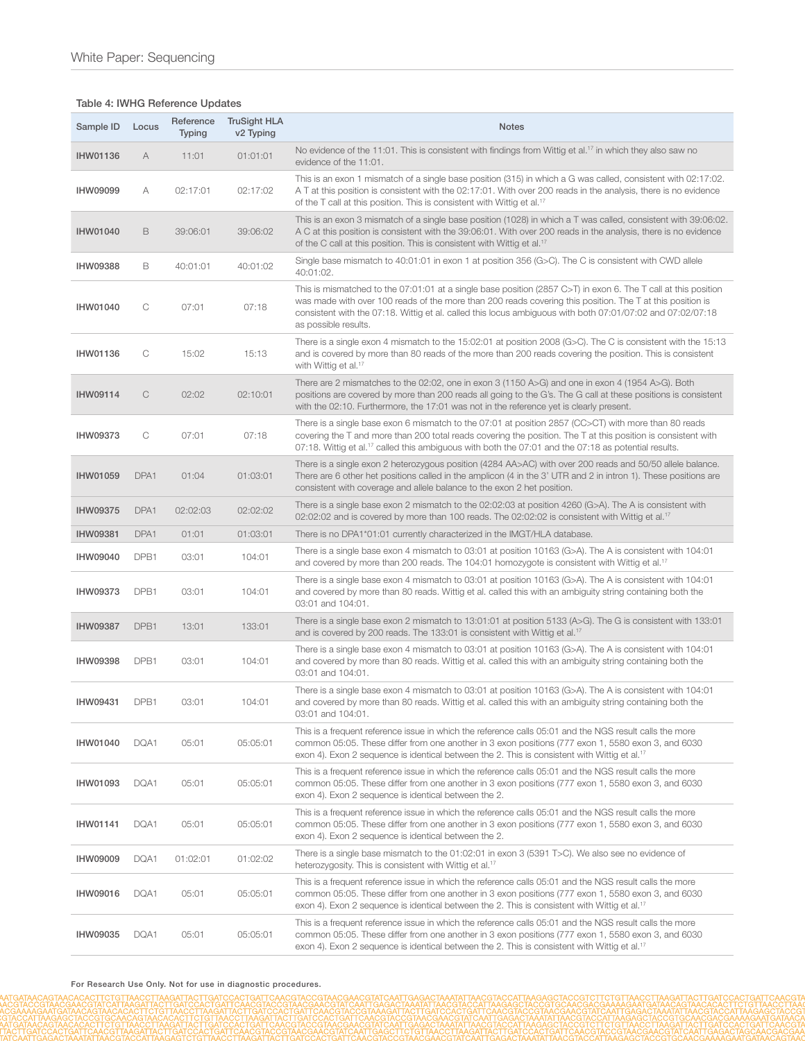**Table 4: IWHG Reference Updates**

| Sample ID | Locus | Reference Typing | TruSight HLA v2 Typing | Notes |
|---|---|---|---|---|
| IHW01136 | A | 11:01 | 01:01:01 | No evidence of the 11:01. This is consistent with findings from Wittig et al.[17] in which they also saw no evidence of the 11:01. |
| IHW09099 | A | 02:17:01 | 02:17:02 | This is an exon 1 mismatch of a single base position (315) in which a G was called, consistent with 02:17:02. A T at this position is consistent with the 02:17:01. With over 200 reads in the analysis, there is no evidence of the T call at this position. This is consistent with Wittig et al.[17] |
| IHW01040 | B | 39:06:01 | 39:06:02 | This is an exon 3 mismatch of a single base position (1028) in which a T was called, consistent with 39:06:02. A C at this position is consistent with the 39:06:01. With over 200 reads in the analysis, there is no evidence of the C call at this position. This is consistent with Wittig et al.[17] |
| IHW09388 | B | 40:01:01 | 40:01:02 | Single base mismatch to 40:01:01 in exon 1 at position 356 (G>C). The C is consistent with CWD allele 40:01:02. |
| IHW01040 | C | 07:01 | 07:18 | This is mismatched to the 07:01:01 at a single base position (2857 C>T) in exon 6. The T call at this position was made with over 100 reads of the more than 200 reads covering this position. The T at this position is consistent with the 07:18. Wittig et al. called this locus ambiguous with both 07:01/07:02 and 07:02/07:18 as possible results. |
| IHW01136 | C | 15:02 | 15:13 | There is a single exon 4 mismatch to the 15:02:01 at position 2008 (G>C). The C is consistent with the 15:13 and is covered by more than 80 reads of the more than 200 reads covering the position. This is consistent with Wittig et al.[17] |
| IHW09114 | C | 02:02 | 02:10:01 | There are 2 mismatches to the 02:02, one in exon 3 (1150 A>G) and one in exon 4 (1954 A>G). Both positions are covered by more than 200 reads all going to the G's. The G call at these positions is consistent with the 02:10. Furthermore, the 17:01 was not in the reference yet is clearly present. |
| IHW09373 | C | 07:01 | 07:18 | There is a single base exon 6 mismatch to the 07:01 at position 2857 (CC>CT) with more than 80 reads covering the T and more than 200 total reads covering the position. The T at this position is consistent with 07:18. Wittig et al.[17] called this ambiguous with both the 07:01 and the 07:18 as potential results. |
| IHW01059 | DPA1 | 01:04 | 01:03:01 | There is a single exon 2 heterozygous position (4284 AA>AC) with over 200 reads and 50/50 allele balance. There are 6 other het positions called in the amplicon (4 in the 3' UTR and 2 in intron 1). These positions are consistent with coverage and allele balance to the exon 2 het position. |
| IHW09375 | DPA1 | 02:02:03 | 02:02:02 | There is a single base exon 2 mismatch to the 02:02:03 at position 4260 (G>A). The A is consistent with 02:02:02 and is covered by more than 100 reads. The 02:02:02 is consistent with Wittig et al.[17] |
| IHW09381 | DPA1 | 01:01 | 01:03:01 | There is no DPA1*01:01 currently characterized in the IMGT/HLA database. |
| IHW09040 | DPB1 | 03:01 | 104:01 | There is a single base exon 4 mismatch to 03:01 at position 10163 (G>A). The A is consistent with 104:01 and covered by more than 200 reads. The 104:01 homozygote is consistent with Wittig et al.[17] |
| IHW09373 | DPB1 | 03:01 | 104:01 | There is a single base exon 4 mismatch to 03:01 at position 10163 (G>A). The A is consistent with 104:01 and covered by more than 80 reads. Wittig et al. called this with an ambiguity string containing both the 03:01 and 104:01. |
| IHW09387 | DPB1 | 13:01 | 133:01 | There is a single base exon 2 mismatch to 13:01:01 at position 5133 (A>G). The G is consistent with 133:01 and is covered by 200 reads. The 133:01 is consistent with Wittig et al.[17] |
| IHW09398 | DPB1 | 03:01 | 104:01 | There is a single base exon 4 mismatch to 03:01 at position 10163 (G>A). The A is consistent with 104:01 and covered by more than 80 reads. Wittig et al. called this with an ambiguity string containing both the 03:01 and 104:01. |
| IHW09431 | DPB1 | 03:01 | 104:01 | There is a single base exon 4 mismatch to 03:01 at position 10163 (G>A). The A is consistent with 104:01 and covered by more than 80 reads. Wittig et al. called this with an ambiguity string containing both the 03:01 and 104:01. |
| IHW01040 | DQA1 | 05:01 | 05:05:01 | This is a frequent reference issue in which the reference calls 05:01 and the NGS result calls the more common 05:05. These differ from one another in 3 exon positions (777 exon 1, 5580 exon 3, and 6030 exon 4). Exon 2 sequence is identical between the 2. This is consistent with Wittig et al.[17] |
| IHW01093 | DQA1 | 05:01 | 05:05:01 | This is a frequent reference issue in which the reference calls 05:01 and the NGS result calls the more common 05:05. These differ from one another in 3 exon positions (777 exon 1, 5580 exon 3, and 6030 exon 4). Exon 2 sequence is identical between the 2. |
| IHW01141 | DQA1 | 05:01 | 05:05:01 | This is a frequent reference issue in which the reference calls 05:01 and the NGS result calls the more common 05:05. These differ from one another in 3 exon positions (777 exon 1, 5580 exon 3, and 6030 exon 4). Exon 2 sequence is identical between the 2. |
| IHW09009 | DQA1 | 01:02:01 | 01:02:02 | There is a single base mismatch to the 01:02:01 in exon 3 (5391 T>C). We also see no evidence of heterozygosity. This is consistent with Wittig et al.[17] |
| IHW09016 | DQA1 | 05:01 | 05:05:01 | This is a frequent reference issue in which the reference calls 05:01 and the NGS result calls the more common 05:05. These differ from one another in 3 exon positions (777 exon 1, 5580 exon 3, and 6030 exon 4). Exon 2 sequence is identical between the 2. This is consistent with Wittig et al.[17] |
| IHW09035 | DQA1 | 05:01 | 05:05:01 | This is a frequent reference issue in which the reference calls 05:01 and the NGS result calls the more common 05:05. These differ from one another in 3 exon positions (777 exon 1, 5580 exon 3, and 6030 exon 4). Exon 2 sequence is identical between the 2. This is consistent with Wittig et al.[17] |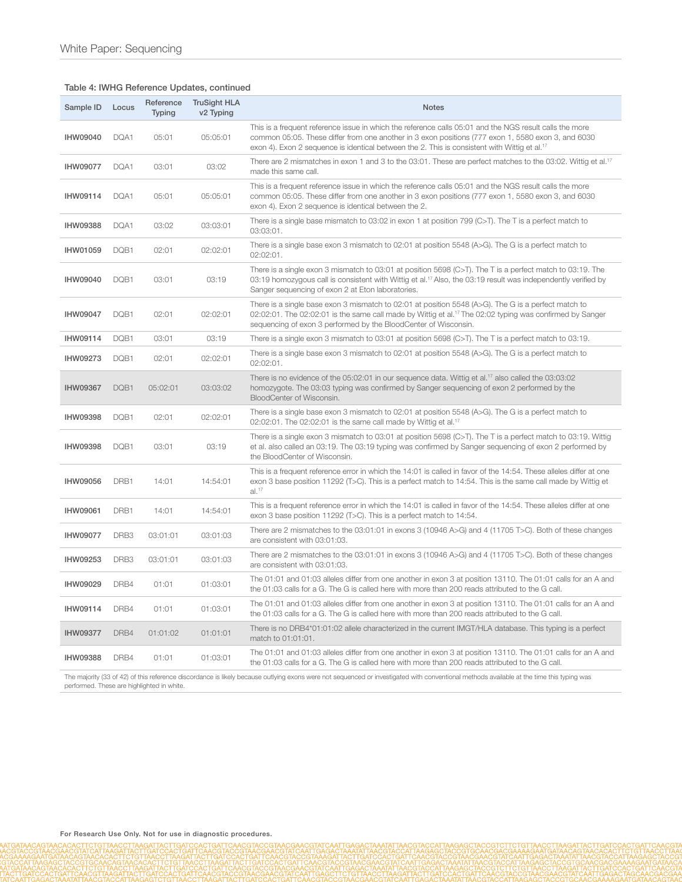**Table 4: IWHG Reference Updates, continued**

| Sample ID | Locus | Reference Typing | TruSight HLA v2 Typing | Notes |
|---|---|---|---|---|
| **IHW09040** | DQA1 | 05:01 | 05:05:01 | This is a frequent reference issue in which the reference calls 05:01 and the NGS result calls the more common 05:05. These differ from one another in 3 exon positions (777 exon 1, 5580 exon 3, and 6030 exon 4). Exon 2 sequence is identical between the 2. This is consistent with Wittig et al.[17] |
| **IHW09077** | DQA1 | 03:01 | 03:02 | There are 2 mismatches in exon 1 and 3 to the 03:01. These are perfect matches to the 03:02. Wittig et al.[17] made this same call. |
| **IHW09114** | DQA1 | 05:01 | 05:05:01 | This is a frequent reference issue in which the reference calls 05:01 and the NGS result calls the more common 05:05. These differ from one another in 3 exon positions (777 exon 1, 5580 exon 3, and 6030 exon 4). Exon 2 sequence is identical between the 2. |
| **IHW09388** | DQA1 | 03:02 | 03:03:01 | There is a single base mismatch to 03:02 in exon 1 at position 799 (C>T). The T is a perfect match to 03:03:01. |
| **IHW01059** | DQB1 | 02:01 | 02:02:01 | There is a single base exon 3 mismatch to 02:01 at position 5548 (A>G). The G is a perfect match to 02:02:01. |
| **IHW09040** | DQB1 | 03:01 | 03:19 | There is a single exon 3 mismatch to 03:01 at position 5698 (C>T). The T is a perfect match to 03:19. The 03:19 homozygous call is consistent with Wittig et al.[17] Also, the 03:19 result was independently verified by Sanger sequencing of exon 2 at Eton laboratories. |
| **IHW09047** | DQB1 | 02:01 | 02:02:01 | There is a single base exon 3 mismatch to 02:01 at position 5548 (A>G). The G is a perfect match to 02:02:01. The 02:02:01 is the same call made by Wittig et al.[17] The 02:02 typing was confirmed by Sanger sequencing of exon 3 performed by the BloodCenter of Wisconsin. |
| **IHW09114** | DQB1 | 03:01 | 03:19 | There is a single exon 3 mismatch to 03:01 at position 5698 (C>T). The T is a perfect match to 03:19. |
| **IHW09273** | DQB1 | 02:01 | 02:02:01 | There is a single base exon 3 mismatch to 02:01 at position 5548 (A>G). The G is a perfect match to 02:02:01. |
| **IHW09367** | DQB1 | 05:02:01 | 03:03:02 | There is no evidence of the 05:02:01 in our sequence data. Wittig et al.[17] also called the 03:03:02 homozygote. The 03:03 typing was confirmed by Sanger sequencing of exon 2 performed by the BloodCenter of Wisconsin. |
| **IHW09398** | DQB1 | 02:01 | 02:02:01 | There is a single base exon 3 mismatch to 02:01 at position 5548 (A>G). The G is a perfect match to 02:02:01. The 02:02:01 is the same call made by Wittig et al.[17] |
| **IHW09398** | DQB1 | 03:01 | 03:19 | There is a single exon 3 mismatch to 03:01 at position 5698 (C>T). The T is a perfect match to 03:19. Wittig et al. also called an 03:19. The 03:19 typing was confirmed by Sanger sequencing of exon 2 performed by the BloodCenter of Wisconsin. |
| **IHW09056** | DRB1 | 14:01 | 14:54:01 | This is a frequent reference error in which the 14:01 is called in favor of the 14:54. These alleles differ at one exon 3 base position 11292 (T>C). This is a perfect match to 14:54. This is the same call made by Wittig et al.[17] |
| **IHW09061** | DRB1 | 14:01 | 14:54:01 | This is a frequent reference error in which the 14:01 is called in favor of the 14:54. These alleles differ at one exon 3 base position 11292 (T>C). This is a perfect match to 14:54. |
| **IHW09077** | DRB3 | 03:01:01 | 03:01:03 | There are 2 mismatches to the 03:01:01 in exons 3 (10946 A>G) and 4 (11705 T>C). Both of these changes are consistent with 03:01:03. |
| **IHW09253** | DRB3 | 03:01:01 | 03:01:03 | There are 2 mismatches to the 03:01:01 in exons 3 (10946 A>G) and 4 (11705 T>C). Both of these changes are consistent with 03:01:03. |
| **IHW09029** | DRB4 | 01:01 | 01:03:01 | The 01:01 and 01:03 alleles differ from one another in exon 3 at position 13110. The 01:01 calls for an A and the 01:03 calls for a G. The G is called here with more than 200 reads attributed to the G call. |
| **IHW09114** | DRB4 | 01:01 | 01:03:01 | The 01:01 and 01:03 alleles differ from one another in exon 3 at position 13110. The 01:01 calls for an A and the 01:03 calls for a G. The G is called here with more than 200 reads attributed to the G call. |
| **IHW09377** | DRB4 | 01:01:02 | 01:01:01 | There is no DRB4*01:01:02 allele characterized in the current IMGT/HLA database. This typing is a perfect match to 01:01:01. |
| **IHW09388** | DRB4 | 01:01 | 01:03:01 | The 01:01 and 01:03 alleles differ from one another in exon 3 at position 13110. The 01:01 calls for an A and the 01:03 calls for a G. The G is called here with more than 200 reads attributed to the G call. |

The majority (33 of 42) of this reference discordance is likely because outlying exons were not sequenced or investigated with conventional methods available at the time this typing was performed. These are highlighted in white.

For Research Use Only. Not for use in diagnostic procedures.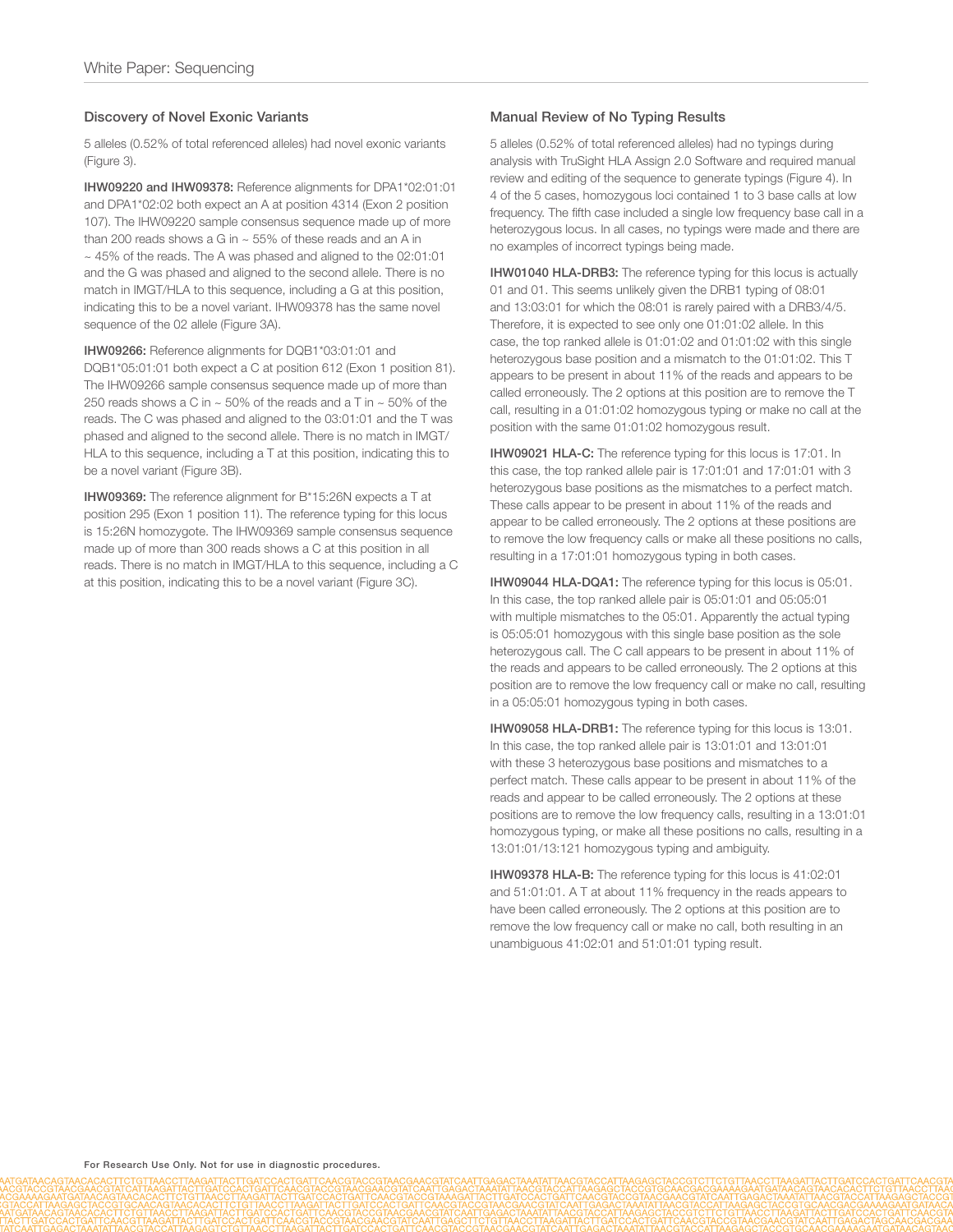## Discovery of Novel Exonic Variants

5 alleles (0.52% of total referenced alleles) had novel exonic variants (Figure 3).

**IHW09220 and IHW09378:** Reference alignments for DPA1*02:01:01 and DPA1*02:02 both expect an A at position 4314 (Exon 2 position 107). The IHW09220 sample consensus sequence made up of more than 200 reads shows a G in ~ 55% of these reads and an A in ~ 45% of the reads. The A was phased and aligned to the 02:01:01 and the G was phased and aligned to the second allele. There is no match in IMGT/HLA to this sequence, including a G at this position, indicating this to be a novel variant. IHW09378 has the same novel sequence of the 02 allele (Figure 3A).

**IHW09266:** Reference alignments for DQB1*03:01:01 and DQB1*05:01:01 both expect a C at position 612 (Exon 1 position 81). The IHW09266 sample consensus sequence made up of more than 250 reads shows a C in ~ 50% of the reads and a T in ~ 50% of the reads. The C was phased and aligned to the 03:01:01 and the T was phased and aligned to the second allele. There is no match in IMGT/HLA to this sequence, including a T at this position, indicating this to be a novel variant (Figure 3B).

**IHW09369:** The reference alignment for B*15:26N expects a T at position 295 (Exon 1 position 11). The reference typing for this locus is 15:26N homozygote. The IHW09369 sample consensus sequence made up of more than 300 reads shows a C at this position in all reads. There is no match in IMGT/HLA to this sequence, including a C at this position, indicating this to be a novel variant (Figure 3C).

## Manual Review of No Typing Results

5 alleles (0.52% of total referenced alleles) had no typings during analysis with TruSight HLA Assign 2.0 Software and required manual review and editing of the sequence to generate typings (Figure 4). In 4 of the 5 cases, homozygous loci contained 1 to 3 base calls at low frequency. The fifth case included a single low frequency base call in a heterozygous locus. In all cases, no typings were made and there are no examples of incorrect typings being made.

**IHW01040 HLA-DRB3:** The reference typing for this locus is actually 01 and 01. This seems unlikely given the DRB1 typing of 08:01 and 13:03:01 for which the 08:01 is rarely paired with a DRB3/4/5. Therefore, it is expected to see only one 01:01:02 allele. In this case, the top ranked allele is 01:01:02 and 01:01:02 with this single heterozygous base position and a mismatch to the 01:01:02. This T appears to be present in about 11% of the reads and appears to be called erroneously. The 2 options at this position are to remove the T call, resulting in a 01:01:02 homozygous typing or make no call at the position with the same 01:01:02 homozygous result.

**IHW09021 HLA-C:** The reference typing for this locus is 17:01. In this case, the top ranked allele pair is 17:01:01 and 17:01:01 with 3 heterozygous base positions as the mismatches to a perfect match. These calls appear to be present in about 11% of the reads and appear to be called erroneously. The 2 options at these positions are to remove the low frequency calls or make all these positions no calls, resulting in a 17:01:01 homozygous typing in both cases.

**IHW09044 HLA-DQA1:** The reference typing for this locus is 05:01. In this case, the top ranked allele pair is 05:01:01 and 05:05:01 with multiple mismatches to the 05:01. Apparently the actual typing is 05:05:01 homozygous with this single base position as the sole heterozygous call. The C call appears to be present in about 11% of the reads and appears to be called erroneously. The 2 options at this position are to remove the low frequency call or make no call, resulting in a 05:05:01 homozygous typing in both cases.

**IHW09058 HLA-DRB1:** The reference typing for this locus is 13:01. In this case, the top ranked allele pair is 13:01:01 and 13:01:01 with these 3 heterozygous base positions and mismatches to a perfect match. These calls appear to be present in about 11% of the reads and appear to be called erroneously. The 2 options at these positions are to remove the low frequency calls, resulting in a 13:01:01 homozygous typing, or make all these positions no calls, resulting in a 13:01:01/13:121 homozygous typing and ambiguity.

**IHW09378 HLA-B:** The reference typing for this locus is 41:02:01 and 51:01:01. A T at about 11% frequency in the reads appears to have been called erroneously. The 2 options at this position are to remove the low frequency call or make no call, both resulting in an unambiguous 41:02:01 and 51:01:01 typing result.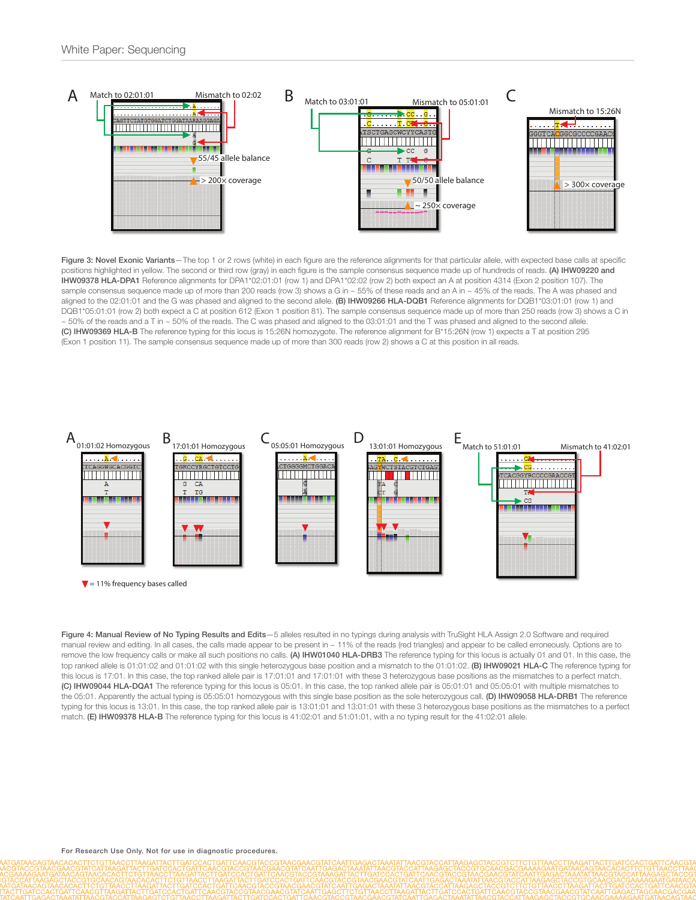Figure 3: Novel Exonic Variants—The top 1 or 2 rows (white) in each figure are the reference alignments for that particular allele, with expected base calls at specific positions highlighted in yellow. The second or third row (gray) in each figure is the sample consensus sequence made up of hundreds of reads. **(A) IHW09220 and IHW09378 HLA-DPA1** Reference alignments for DPA1*02:01:01 (row 1) and DPA1*02:02 (row 2) both expect an A at position 4314 (Exon 2 position 107). The sample consensus sequence made up of more than 200 reads (row 3) shows a G in ~ 55% of these reads and an A in ~ 45% of the reads. The A was phased and aligned to the 02:01:01 and the G was phased and aligned to the second allele. **(B) IHW09266 HLA-DQB1** Reference alignments for DQB1*03:01:01 (row 1) and DQB1*05:01:01 (row 2) both expect a C at position 612 (Exon 1 position 81). The sample consensus sequence made up of more than 250 reads (row 3) shows a C in ~ 50% of the reads and a T in ~ 50% of the reads. The C was phased and aligned to the 03:01:01 and the T was phased and aligned to the second allele. **(C) IHW09369 HLA-B** The reference typing for this locus is 15:26N homozygote. The reference alignment for B*15:26N (row 1) expects a T at position 295 (Exon 1 position 11). The sample consensus sequence made up of more than 300 reads (row 2) shows a C at this position in all reads.

Figure 4: Manual Review of No Typing Results and Edits—5 alleles resulted in no typings during analysis with TruSight HLA Assign 2.0 Software and required manual review and editing. In all cases, the calls made appear to be present in ~ 11% of the reads (red triangles) and appear to be called erroneously. Options are to remove the low frequency calls or make all such positions no calls. **(A) IHW01040 HLA-DRB3** The reference typing for this locus is actually 01 and 01. In this case, the top ranked allele is 01:01:02 and 01:01:02 with this single heterozygous base position and a mismatch to the 01:01:02. **(B) IHW09021 HLA-C** The reference typing for this locus is 17:01. In this case, the top ranked allele pair is 17:01:01 and 17:01:01 with these 3 heterozygous base positions as the mismatches to a perfect match. **(C) IHW09044 HLA-DQA1** The reference typing for this locus is 05:01. In this case, the top ranked allele pair is 05:01:01 and 05:05:01 with multiple mismatches to the 05:01. Apparently the actual typing is 05:05:01 homozygous with this single base position as the sole heterozygous call. **(D) IHW09058 HLA-DRB1** The reference typing for this locus is 13:01. In this case, the top ranked allele pair is 13:01:01 and 13:01:01 with these 3 heterozygous base positions as the mismatches to a perfect match. **(E) IHW09378 HLA-B** The reference typing for this locus is 41:02:01 and 51:01:01, with a no typing result for the 41:02:01 allele.

For Research Use Only. Not for use in diagnostic procedures.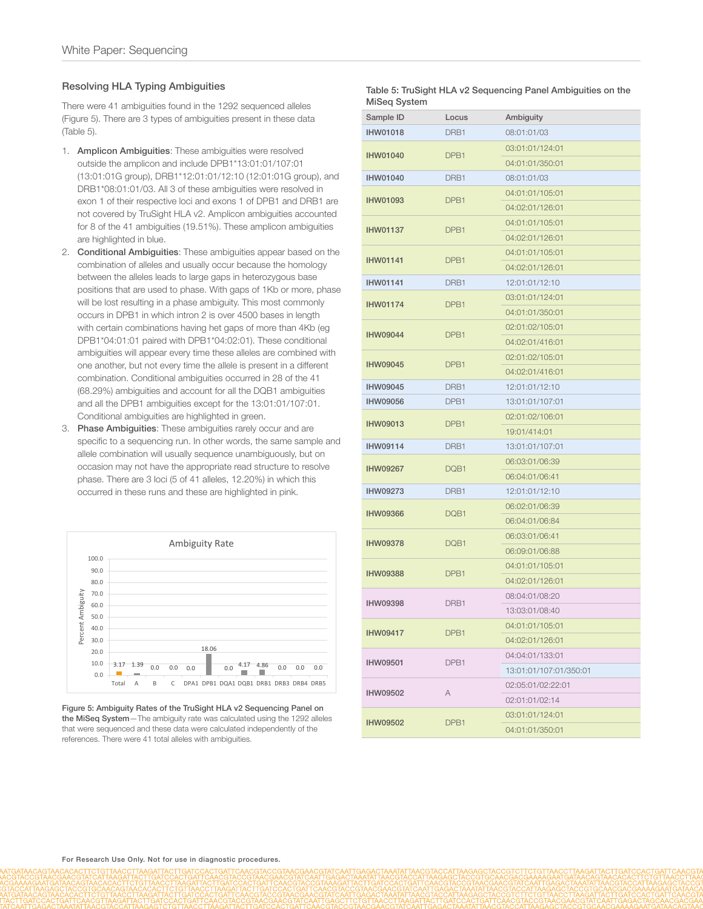## Resolving HLA Typing Ambiguities

There were 41 ambiguities found in the 1292 sequenced alleles (Figure 5). There are 3 types of ambiguities present in these data (Table 5).

1. **Amplicon Ambiguities**: These ambiguities were resolved outside the amplicon and include DPB1*13:01:01/107:01 (13:01:01G group), DRB1*12:01:01/12:10 (12:01:01G group), and DRB1*08:01:01/03. All 3 of these ambiguities were resolved in exon 1 of their respective loci and exons 1 of DPB1 and DRB1 are not covered by TruSight HLA v2. Amplicon ambiguities accounted for 8 of the 41 ambiguities (19.51%). These amplicon ambiguities are highlighted in blue.
2. **Conditional Ambiguities**: These ambiguities appear based on the combination of alleles and usually occur because the homology between the alleles leads to large gaps in heterozygous base positions that are used to phase. With gaps of 1Kb or more, phase will be lost resulting in a phase ambiguity. This most commonly occurs in DPB1 in which intron 2 is over 4500 bases in length with certain combinations having het gaps of more than 4Kb (eg DPB1*04:01:01 paired with DPB1*04:02:01). These conditional ambiguities will appear every time these alleles are combined with one another, but not every time the allele is present in a different combination. Conditional ambiguities occurred in 28 of the 41 (68.29%) ambiguities and account for all the DQB1 ambiguities and all the DPB1 ambiguities except for the 13:01:01/107:01. Conditional ambiguities are highlighted in green.
3. **Phase Ambiguities**: These ambiguities rarely occur and are specific to a sequencing run. In other words, the same sample and allele combination will usually sequence unambiguously, but on occasion may not have the appropriate read structure to resolve phase. There are 3 loci (5 of 41 alleles, 12.20%) in which this occurred in these runs and these are highlighted in pink.

**Figure 5: Ambiguity Rates of the TruSight HLA v2 Sequencing Panel on the MiSeq System**—The ambiguity rate was calculated using the 1292 alleles that were sequenced and these data were calculated independently of the references. There were 41 total alleles with ambiguities.

| Locus | Percent Ambiguity |
|---|---|
| Total | 3.17 |
| A | 1.39 |
| B | 0.0 |
| C | 0.0 |
| DPA1 | 0.0 |
| DPB1 | 18.06 |
| DQA1 | 0.0 |
| DQB1 | 4.17 |
| DRB1 | 4.86 |
| DRB3 | 0.0 |
| DRB4 | 0.0 |
| DRB5 | 0.0 |

**Table 5: TruSight HLA v2 Sequencing Panel Ambiguities on the MiSeq System**

| Sample ID | Locus | Ambiguity |
|---|---|---|
| IHW01018 | DRB1 | 08:01:01/03 |
| IHW01040 | DPB1 | 03:01:01/124:01 |
| | | 04:01:01/350:01 |
| IHW01040 | DRB1 | 08:01:01/03 |
| IHW01093 | DPB1 | 04:01:01/105:01 |
| | | 04:02:01/126:01 |
| IHW01137 | DPB1 | 04:01:01/105:01 |
| | | 04:02:01/126:01 |
| IHW01141 | DPB1 | 04:01:01/105:01 |
| | | 04:02:01/126:01 |
| IHW01141 | DRB1 | 12:01:01/12:10 |
| IHW01174 | DPB1 | 03:01:01/124:01 |
| | | 04:01:01/350:01 |
| IHW09044 | DPB1 | 02:01:02/105:01 |
| | | 04:02:01/416:01 |
| IHW09045 | DPB1 | 02:01:02/105:01 |
| | | 04:02:01/416:01 |
| IHW09045 | DRB1 | 12:01:01/12:10 |
| IHW09056 | DPB1 | 13:01:01/107:01 |
| IHW09013 | DPB1 | 02:01:02/106:01 |
| | | 19:01/414:01 |
| IHW09114 | DRB1 | 13:01:01/107:01 |
| IHW09267 | DQB1 | 06:03:01/06:39 |
| | | 06:04:01/06:41 |
| IHW09273 | DRB1 | 12:01:01/12:10 |
| IHW09366 | DQB1 | 06:02:01/06:39 |
| | | 06:04:01/06:84 |
| IHW09378 | DQB1 | 06:03:01/06:41 |
| | | 06:09:01/06:88 |
| IHW09388 | DPB1 | 04:01:01/105:01 |
| | | 04:02:01/126:01 |
| IHW09398 | DRB1 | 08:04:01/08:20 |
| | | 13:03:01/08:40 |
| IHW09417 | DPB1 | 04:01:01/105:01 |
| | | 04:02:01/126:01 |
| IHW09501 | DPB1 | 04:04:01/133:01 |
| | | 13:01:01/107:01/350:01 |
| IHW09502 | A | 02:05:01/02:22:01 |
| | | 02:01:01/02:14 |
| IHW09502 | DPB1 | 03:01:01/124:01 |
| | | 04:01:01/350:01 |

For Research Use Only. Not for use in diagnostic procedures.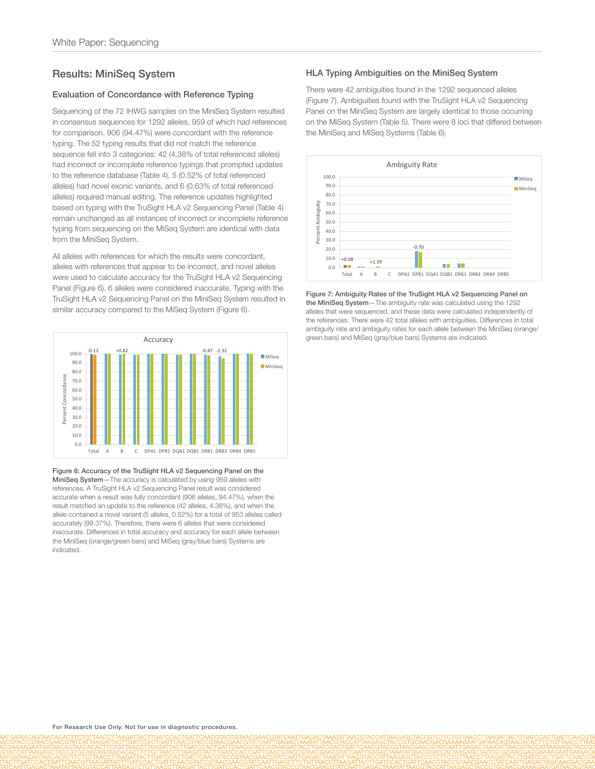## Results: MiniSeq System

### Evaluation of Concordance with Reference Typing

Sequencing of the 72 IHWG samples on the MiniSeq System resulted in consensus sequences for 1292 alleles, 959 of which had references for comparison. 906 (94.47%) were concordant with the reference typing. The 52 typing results that did not match the reference sequence fell into 3 categories: 42 (4.38% of total referenced alleles) had incorrect or incomplete reference typings that prompted updates to the reference database (Table 4), 5 (0.52% of total referenced alleles) had novel exonic variants, and 6 (0.63% of total referenced alleles) required manual editing. The reference updates highlighted based on typing with the TruSight HLA v2 Sequencing Panel (Table 4) remain unchanged as all instances of incorrect or incomplete reference typing from sequencing on the MiSeq System are identical with data from the MiniSeq System.

All alleles with references for which the results were concordant, alleles with references that appear to be incorrect, and novel alleles were used to calculate accuracy for the TruSight HLA v2 Sequencing Panel (Figure 6). 6 alleles were considered inaccurate. Typing with the TruSight HLA v2 Sequencing Panel on the MiniSeq System resulted in similar accuracy compared to the MiSeq System (Figure 6).

**Figure 6: Accuracy of the TruSight HLA v2 Sequencing Panel on the MiniSeq System**—The accuracy is calculated by using 959 alleles with references. A TruSight HLA v2 Sequencing Panel result was considered accurate when a result was fully concordant (906 alleles, 94.47%), when the result matched an update to the reference (42 alleles, 4.38%), and when the allele contained a novel variant (5 alleles, 0.52%) for a total of 953 alleles called accurately (99.37%). Therefore, there were 6 alleles that were considered inaccurate. Differences in total accuracy and accuracy for each allele between the MiniSeq (orange/green bars) and MiSeq (gray/blue bars) Systems are indicated.

### HLA Typing Ambiguities on the MiniSeq System

There were 42 ambiguities found in the 1292 sequenced alleles (Figure 7). Ambiguities found with the TruSight HLA v2 Sequencing Panel on the MiniSeq System are largely identical to those occurring on the MiSeq System (Table 5). There were 8 loci that differed between the MiniSeq and MiSeq Systems (Table 6).

**Figure 7: Ambiguity Rates of the TruSight HLA v2 Sequencing Panel on the MiniSeq System**—The ambiguity rate was calculated using the 1292 alleles that were sequenced, and these data were calculated independently of the references. There were 42 total alleles with ambiguities. Differences in total ambiguity rate and ambiguity rates for each allele between the MiniSeq (orange/green bars) and MiSeq (gray/blue bars) Systems are indicated.

For Research Use Only. Not for use in diagnostic procedures.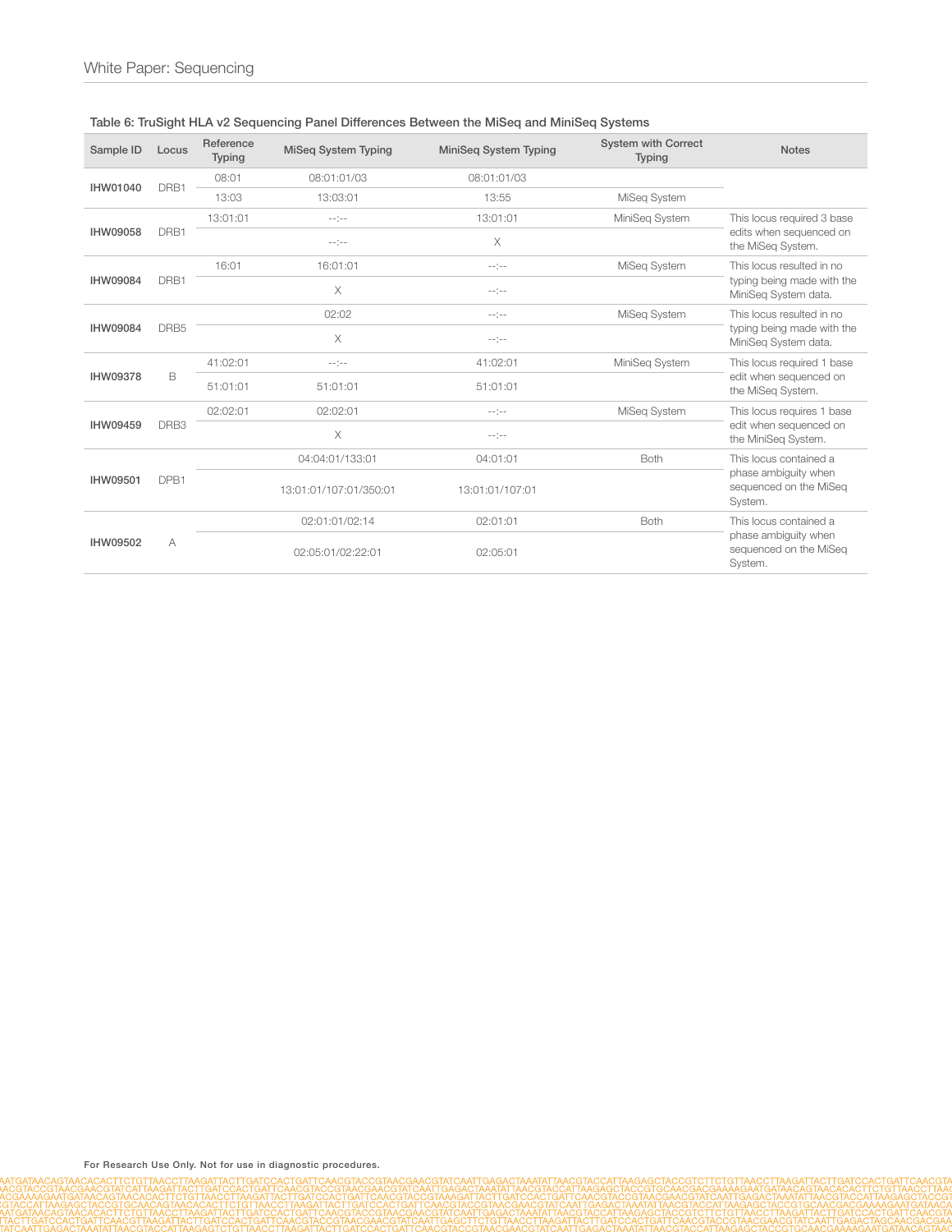## Table 6: TruSight HLA v2 Sequencing Panel Differences Between the MiSeq and MiniSeq Systems

| Sample ID | Locus | Reference Typing | MiSeq System Typing | MiniSeq System Typing | System with Correct Typing | Notes |
|---|---|---|---|---|---|---|
| IHW01040 | DRB1 | 08:01 | 08:01:01/03 | 08:01:01/03 | | |
| | | 13:03 | 13:03:01 | 13:55 | MiSeq System | |
| IHW09058 | DRB1 | 13:01:01 | --:-- | 13:01:01 | MiniSeq System | This locus required 3 base edits when sequenced on the MiSeq System. |
| | | | --:-- | X | | |
| IHW09084 | DRB1 | 16:01 | 16:01:01 | --:-- | MiSeq System | This locus resulted in no typing being made with the MiniSeq System data. |
| | | | X | --:-- | | |
| IHW09084 | DRB5 | | 02:02 | --:-- | MiSeq System | This locus resulted in no typing being made with the MiniSeq System data. |
| | | | X | --:-- | | |
| IHW09378 | B | 41:02:01 | --:-- | 41:02:01 | MiniSeq System | This locus required 1 base edit when sequenced on the MiSeq System. |
| | | 51:01:01 | 51:01:01 | 51:01:01 | | |
| IHW09459 | DRB3 | 02:02:01 | 02:02:01 | --:-- | MiSeq System | This locus requires 1 base edit when sequenced on the MiniSeq System. |
| | | | X | --:-- | | |
| IHW09501 | DPB1 | | 04:04:01/133:01 | 04:01:01 | Both | This locus contained a phase ambiguity when sequenced on the MiSeq System. |
| | | | 13:01:01/107:01/350:01 | 13:01:01/107:01 | | |
| IHW09502 | A | | 02:01:01/02:14 | 02:01:01 | Both | This locus contained a phase ambiguity when sequenced on the MiSeq System. |
| | | | 02:05:01/02:22:01 | 02:05:01 | | |

For Research Use Only. Not for use in diagnostic procedures.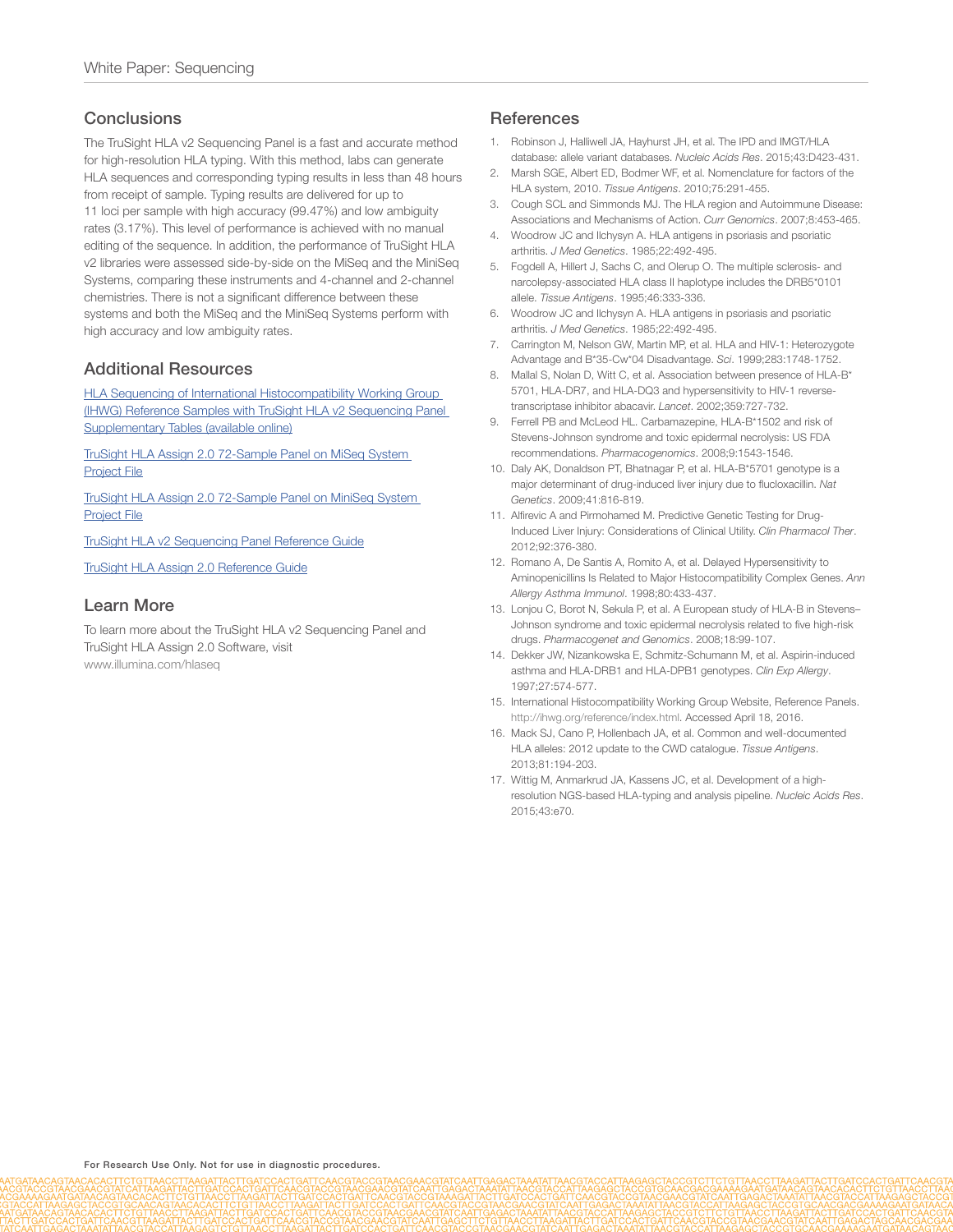## Conclusions

The TruSight HLA v2 Sequencing Panel is a fast and accurate method for high-resolution HLA typing. With this method, labs can generate HLA sequences and corresponding typing results in less than 48 hours from receipt of sample. Typing results are delivered for up to 11 loci per sample with high accuracy (99.47%) and low ambiguity rates (3.17%). This level of performance is achieved with no manual editing of the sequence. In addition, the performance of TruSight HLA v2 libraries were assessed side-by-side on the MiSeq and the MiniSeq Systems, comparing these instruments and 4-channel and 2-channel chemistries. There is not a significant difference between these systems and both the MiSeq and the MiniSeq Systems perform with high accuracy and low ambiguity rates.

## Additional Resources

HLA Sequencing of International Histocompatibility Working Group (IHWG) Reference Samples with TruSight HLA v2 Sequencing Panel Supplementary Tables (available online)

TruSight HLA Assign 2.0 72-Sample Panel on MiSeq System Project File

TruSight HLA Assign 2.0 72-Sample Panel on MiniSeq System Project File

TruSight HLA v2 Sequencing Panel Reference Guide

TruSight HLA Assign 2.0 Reference Guide

## Learn More

To learn more about the TruSight HLA v2 Sequencing Panel and TruSight HLA Assign 2.0 Software, visit www.illumina.com/hlaseq

## References

1. Robinson J, Halliwell JA, Hayhurst JH, et al. The IPD and IMGT/HLA database: allele variant databases. *Nucleic Acids Res*. 2015;43:D423-431.
2. Marsh SGE, Albert ED, Bodmer WF, et al. Nomenclature for factors of the HLA system, 2010. *Tissue Antigens*. 2010;75:291-455.
3. Cough SCL and Simmonds MJ. The HLA region and Autoimmune Disease: Associations and Mechanisms of Action. *Curr Genomics*. 2007;8:453-465.
4. Woodrow JC and Ilchysyn A. HLA antigens in psoriasis and psoriatic arthritis. *J Med Genetics*. 1985;22:492-495.
5. Fogdell A, Hillert J, Sachs C, and Olerup O. The multiple sclerosis- and narcolepsy-associated HLA class II haplotype includes the DRB5*0101 allele. *Tissue Antigens*. 1995;46:333-336.
6. Woodrow JC and Ilchysyn A. HLA antigens in psoriasis and psoriatic arthritis. *J Med Genetics*. 1985;22:492-495.
7. Carrington M, Nelson GW, Martin MP, et al. HLA and HIV-1: Heterozygote Advantage and B*35-Cw*04 Disadvantage. *Sci*. 1999;283:1748-1752.
8. Mallal S, Nolan D, Witt C, et al. Association between presence of HLA-B*5701, HLA-DR7, and HLA-DQ3 and hypersensitivity to HIV-1 reverse-transcriptase inhibitor abacavir. *Lancet*. 2002;359:727-732.
9. Ferrell PB and McLeod HL. Carbamazepine, HLA-B*1502 and risk of Stevens-Johnson syndrome and toxic epidermal necrolysis: US FDA recommendations. *Pharmacogenomics*. 2008;9:1543-1546.
10. Daly AK, Donaldson PT, Bhatnagar P, et al. HLA-B*5701 genotype is a major determinant of drug-induced liver injury due to flucloxacillin. *Nat Genetics*. 2009;41:816-819.
11. Alfirevic A and Pirmohamed M. Predictive Genetic Testing for Drug-Induced Liver Injury: Considerations of Clinical Utility. *Clin Pharmacol Ther*. 2012;92:376-380.
12. Romano A, De Santis A, Romito A, et al. Delayed Hypersensitivity to Aminopenicillins Is Related to Major Histocompatibility Complex Genes. *Ann Allergy Asthma Immunol*. 1998;80:433-437.
13. Lonjou C, Borot N, Sekula P, et al. A European study of HLA-B in Stevens–Johnson syndrome and toxic epidermal necrolysis related to five high-risk drugs. *Pharmacogenet and Genomics*. 2008;18:99-107.
14. Dekker JW, Nizankowska E, Schmitz-Schumann M, et al. Aspirin-induced asthma and HLA-DRB1 and HLA-DPB1 genotypes. *Clin Exp Allergy*. 1997;27:574-577.
15. International Histocompatibility Working Group Website, Reference Panels. http://ihwg.org/reference/index.html. Accessed April 18, 2016.
16. Mack SJ, Cano P, Hollenbach JA, et al. Common and well-documented HLA alleles: 2012 update to the CWD catalogue. *Tissue Antigens*. 2013;81:194-203.
17. Wittig M, Anmarkrud JA, Kassens JC, et al. Development of a high-resolution NGS-based HLA-typing and analysis pipeline. *Nucleic Acids Res*. 2015;43:e70.

**For Research Use Only. Not for use in diagnostic procedures.**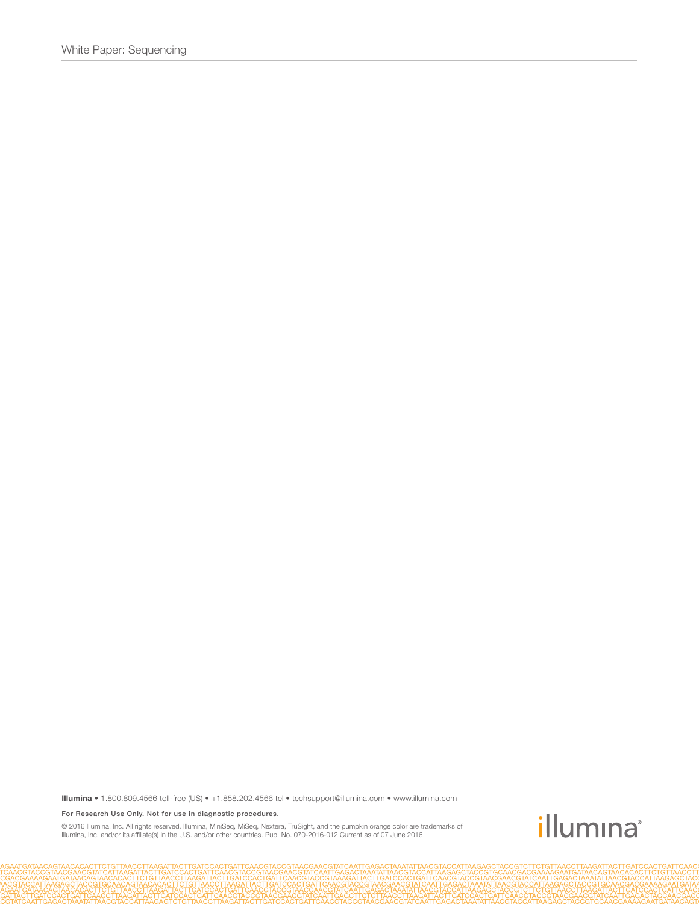**Illumina** • 1.800.809.4566 toll-free (US) • +1.858.202.4566 tel • techsupport@illumina.com • www.illumina.com

For Research Use Only. Not for use in diagnostic procedures.

© 2016 Illumina, Inc. All rights reserved. Illumina, MiniSeq, MiSeq, Nextera, TruSight, and the pumpkin orange color are trademarks of Illumina, Inc. and/or its affiliate(s) in the U.S. and/or other countries. Pub. No. 070-2016-012 Current as of 07 June 2016